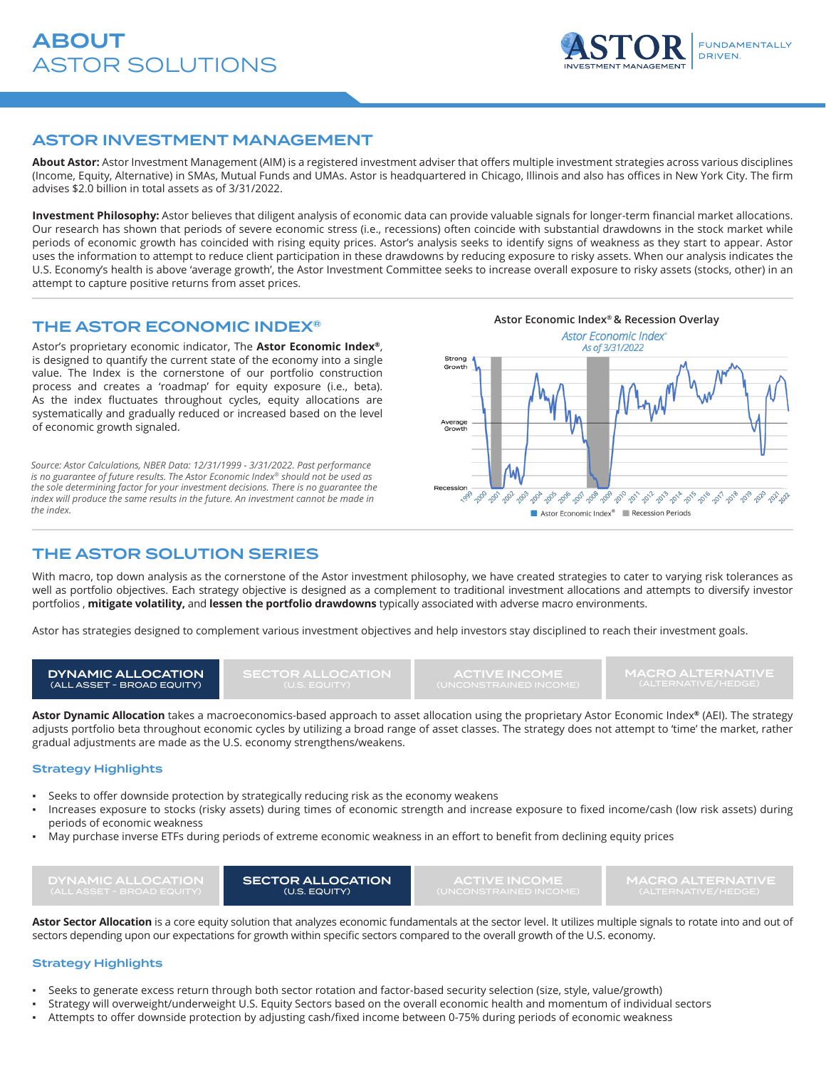# ABOUT ASTOR SOLUTIONS

## ASTOR INVESTMENT MANAGEMENT

**About Astor:** Astor Investment Management (AIM) is a registered investment adviser that offers multiple investment strategies across various disciplines (Income, Equity, Alternative) in SMAs, Mutual Funds and UMAs. Astor is headquartered in Chicago, Illinois and also has offices in New York City. The firm advises $2.0 billion in total assets as of 3/31/2022.

**Investment Philosophy:** Astor believes that diligent analysis of economic data can provide valuable signals for longer-term financial market allocations. Our research has shown that periods of severe economic stress (i.e., recessions) often coincide with substantial drawdowns in the stock market while periods of economic growth has coincided with rising equity prices. Astor's analysis seeks to identify signs of weakness as they start to appear. Astor uses the information to attempt to reduce client participation in these drawdowns by reducing exposure to risky assets. When our analysis indicates the U.S. Economy's health is above 'average growth', the Astor Investment Committee seeks to increase overall exposure to risky assets (stocks, other) in an attempt to capture positive returns from asset prices.

## THE ASTOR ECONOMIC INDEX®

Astor's proprietary economic indicator, The **Astor Economic Index®**, is designed to quantify the current state of the economy into a single value. The Index is the cornerstone of our portfolio construction process and creates a 'roadmap' for equity exposure (i.e., beta). As the index fluctuates throughout cycles, equity allocations are systematically and gradually reduced or increased based on the level of economic growth signaled.

*Source: Astor Calculations, NBER Data: 12/31/1999 - 3/31/2022. Past performance is no guarantee of future results. The Astor Economic Index® should not be used as the sole determining factor for your investment decisions. There is no guarantee the index will produce the same results in the future. An investment cannot be made in the index.*

Astor Economic Index® & Recession Overlay

*Astor Economic Index®*
*As of 3/31/2022*

## THE ASTOR SOLUTION SERIES

With macro, top down analysis as the cornerstone of the Astor investment philosophy, we have created strategies to cater to varying risk tolerances as well as portfolio objectives. Each strategy objective is designed as a complement to traditional investment allocations and attempts to diversify investor portfolios , **mitigate volatility,** and **lessen the portfolio drawdowns** typically associated with adverse macro environments.

Astor has strategies designed to complement various investment objectives and help investors stay disciplined to reach their investment goals.

| **DYNAMIC ALLOCATION** (ALL ASSET - BROAD EQUITY) | SECTOR ALLOCATION (U.S. EQUITY) | ACTIVE INCOME (UNCONSTRAINED INCOME) | MACRO ALTERNATIVE (ALTERNATIVE/HEDGE) |
|---|---|---|---|

**Astor Dynamic Allocation** takes a macroeconomics-based approach to asset allocation using the proprietary Astor Economic Index® (AEI). The strategy adjusts portfolio beta throughout economic cycles by utilizing a broad range of asset classes. The strategy does not attempt to 'time' the market, rather gradual adjustments are made as the U.S. economy strengthens/weakens.

### Strategy Highlights

- Seeks to offer downside protection by strategically reducing risk as the economy weakens
- Increases exposure to stocks (risky assets) during times of economic strength and increase exposure to fixed income/cash (low risk assets) during periods of economic weakness
- May purchase inverse ETFs during periods of extreme economic weakness in an effort to benefit from declining equity prices

| DYNAMIC ALLOCATION (ALL ASSET - BROAD EQUITY) | **SECTOR ALLOCATION** (U.S. EQUITY) | ACTIVE INCOME (UNCONSTRAINED INCOME) | MACRO ALTERNATIVE (ALTERNATIVE/HEDGE) |
|---|---|---|---|

**Astor Sector Allocation** is a core equity solution that analyzes economic fundamentals at the sector level. It utilizes multiple signals to rotate into and out of sectors depending upon our expectations for growth within specific sectors compared to the overall growth of the U.S. economy.

### Strategy Highlights

- Seeks to generate excess return through both sector rotation and factor-based security selection (size, style, value/growth)
- Strategy will overweight/underweight U.S. Equity Sectors based on the overall economic health and momentum of individual sectors
- Attempts to offer downside protection by adjusting cash/fixed income between 0-75% during periods of economic weakness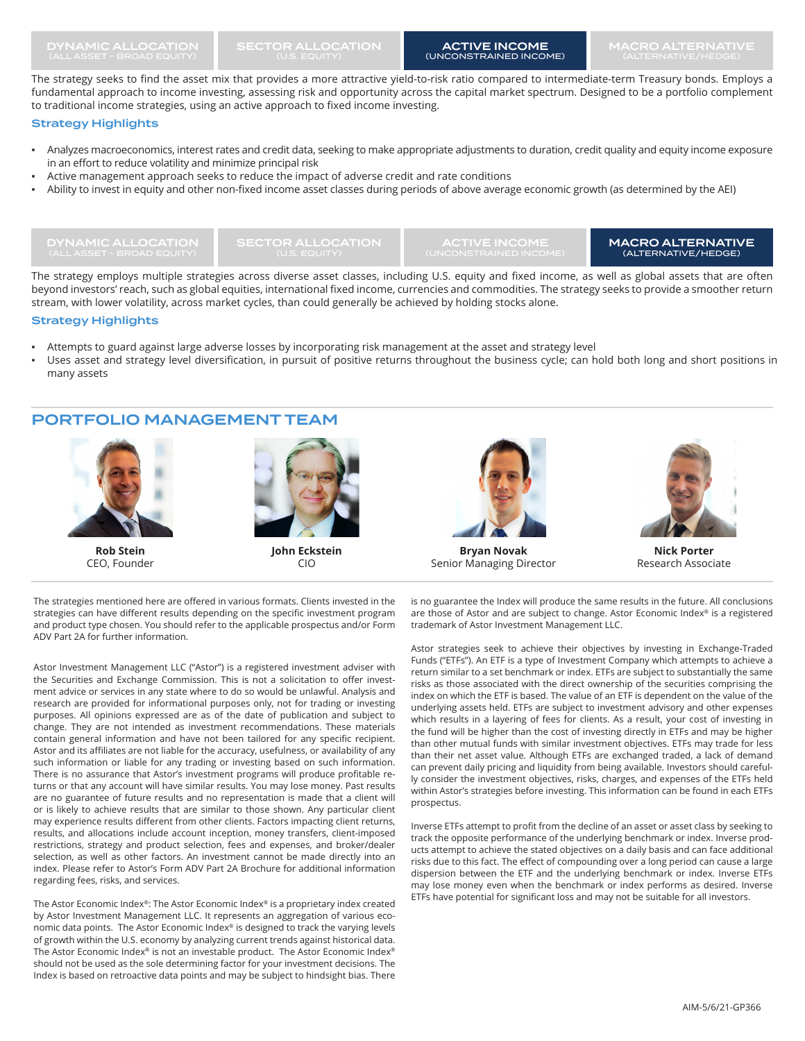DYNAMIC ALLOCATION (ALL ASSET - BROAD EQUITY) | SECTOR ALLOCATION (U.S. EQUITY) | **ACTIVE INCOME (UNCONSTRAINED INCOME)** | MACRO ALTERNATIVE (ALTERNATIVE/HEDGE)

The strategy seeks to find the asset mix that provides a more attractive yield-to-risk ratio compared to intermediate-term Treasury bonds. Employs a fundamental approach to income investing, assessing risk and opportunity across the capital market spectrum. Designed to be a portfolio complement to traditional income strategies, using an active approach to fixed income investing.

### Strategy Highlights

- Analyzes macroeconomics, interest rates and credit data, seeking to make appropriate adjustments to duration, credit quality and equity income exposure in an effort to reduce volatility and minimize principal risk
- Active management approach seeks to reduce the impact of adverse credit and rate conditions
- Ability to invest in equity and other non-fixed income asset classes during periods of above average economic growth (as determined by the AEI)

DYNAMIC ALLOCATION (ALL ASSET - BROAD EQUITY) | SECTOR ALLOCATION (U.S. EQUITY) | ACTIVE INCOME (UNCONSTRAINED INCOME) | **MACRO ALTERNATIVE (ALTERNATIVE/HEDGE)**

The strategy employs multiple strategies across diverse asset classes, including U.S. equity and fixed income, as well as global assets that are often beyond investors' reach, such as global equities, international fixed income, currencies and commodities. The strategy seeks to provide a smoother return stream, with lower volatility, across market cycles, than could generally be achieved by holding stocks alone.

### Strategy Highlights

- Attempts to guard against large adverse losses by incorporating risk management at the asset and strategy level
- Uses asset and strategy level diversification, in pursuit of positive returns throughout the business cycle; can hold both long and short positions in many assets

## PORTFOLIO MANAGEMENT TEAM

**Rob Stein**
CEO, Founder

**John Eckstein**
CIO

**Bryan Novak**
Senior Managing Director

**Nick Porter**
Research Associate

The strategies mentioned here are offered in various formats. Clients invested in the strategies can have different results depending on the specific investment program and product type chosen. You should refer to the applicable prospectus and/or Form ADV Part 2A for further information.

Astor Investment Management LLC ("Astor") is a registered investment adviser with the Securities and Exchange Commission. This is not a solicitation to offer investment advice or services in any state where to do so would be unlawful. Analysis and research are provided for informational purposes only, not for trading or investing purposes. All opinions expressed are as of the date of publication and subject to change. They are not intended as investment recommendations. These materials contain general information and have not been tailored for any specific recipient. Astor and its affiliates are not liable for the accuracy, usefulness, or availability of any such information or liable for any trading or investing based on such information. There is no assurance that Astor's investment programs will produce profitable returns or that any account will have similar results. You may lose money. Past results are no guarantee of future results and no representation is made that a client will or is likely to achieve results that are similar to those shown. Any particular client may experience results different from other clients. Factors impacting client returns, results, and allocations include account inception, money transfers, client-imposed restrictions, strategy and product selection, fees and expenses, and broker/dealer selection, as well as other factors. An investment cannot be made directly into an index. Please refer to Astor's Form ADV Part 2A Brochure for additional information regarding fees, risks, and services.

The Astor Economic Index®: The Astor Economic Index® is a proprietary index created by Astor Investment Management LLC. It represents an aggregation of various economic data points. The Astor Economic Index® is designed to track the varying levels of growth within the U.S. economy by analyzing current trends against historical data. The Astor Economic Index® is not an investable product. The Astor Economic Index® should not be used as the sole determining factor for your investment decisions. The Index is based on retroactive data points and may be subject to hindsight bias. There is no guarantee the Index will produce the same results in the future. All conclusions are those of Astor and are subject to change. Astor Economic Index® is a registered trademark of Astor Investment Management LLC.

Astor strategies seek to achieve their objectives by investing in Exchange-Traded Funds ("ETFs"). An ETF is a type of Investment Company which attempts to achieve a return similar to a set benchmark or index. ETFs are subject to substantially the same risks as those associated with the direct ownership of the securities comprising the index on which the ETF is based. The value of an ETF is dependent on the value of the underlying assets held. ETFs are subject to investment advisory and other expenses which results in a layering of fees for clients. As a result, your cost of investing in the fund will be higher than the cost of investing directly in ETFs and may be higher than other mutual funds with similar investment objectives. ETFs may trade for less than their net asset value. Although ETFs are exchanged traded, a lack of demand can prevent daily pricing and liquidity from being available. Investors should carefully consider the investment objectives, risks, charges, and expenses of the ETFs held within Astor's strategies before investing. This information can be found in each ETFs prospectus.

Inverse ETFs attempt to profit from the decline of an asset or asset class by seeking to track the opposite performance of the underlying benchmark or index. Inverse products attempt to achieve the stated objectives on a daily basis and can face additional risks due to this fact. The effect of compounding over a long period can cause a large dispersion between the ETF and the underlying benchmark or index. Inverse ETFs may lose money even when the benchmark or index performs as desired. Inverse ETFs have potential for significant loss and may not be suitable for all investors.

AIM-5/6/21-GP366